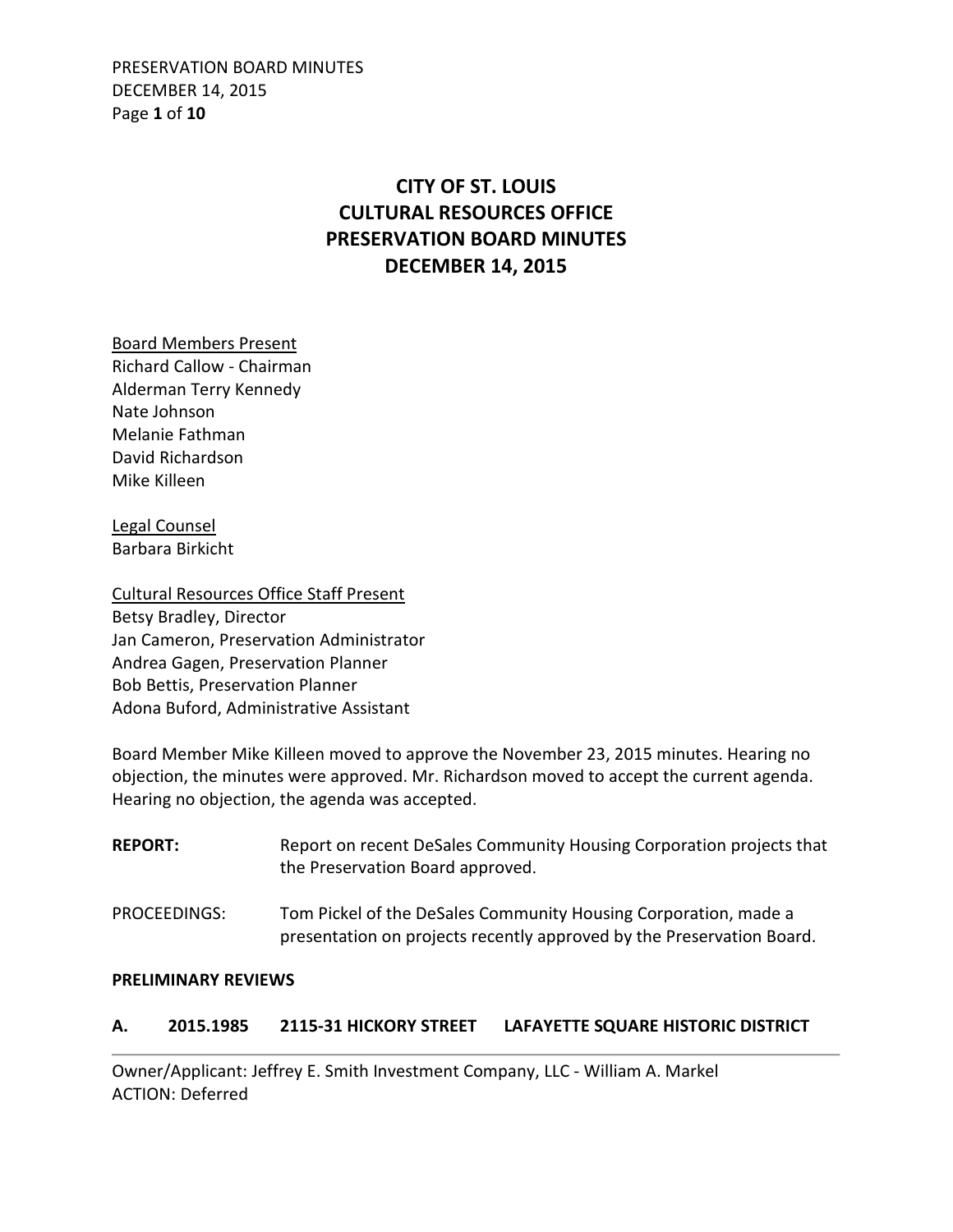# CITY OF ST. LOUIS
# CULTURAL RESOURCES OFFICE
# PRESERVATION BOARD MINUTES
# DECEMBER 14, 2015

Board Members Present
Richard Callow - Chairman
Alderman Terry Kennedy
Nate Johnson
Melanie Fathman
David Richardson
Mike Killeen

Legal Counsel
Barbara Birkicht

Cultural Resources Office Staff Present
Betsy Bradley, Director
Jan Cameron, Preservation Administrator
Andrea Gagen, Preservation Planner
Bob Bettis, Preservation Planner
Adona Buford, Administrative Assistant

Board Member Mike Killeen moved to approve the November 23, 2015 minutes. Hearing no objection, the minutes were approved. Mr. Richardson moved to accept the current agenda. Hearing no objection, the agenda was accepted.

**REPORT:** Report on recent DeSales Community Housing Corporation projects that the Preservation Board approved.

PROCEEDINGS: Tom Pickel of the DeSales Community Housing Corporation, made a presentation on projects recently approved by the Preservation Board.

**PRELIMINARY REVIEWS**

**A. 2015.1985 2115-31 HICKORY STREET LAFAYETTE SQUARE HISTORIC DISTRICT**

Owner/Applicant: Jeffrey E. Smith Investment Company, LLC - William A. Markel
ACTION: Deferred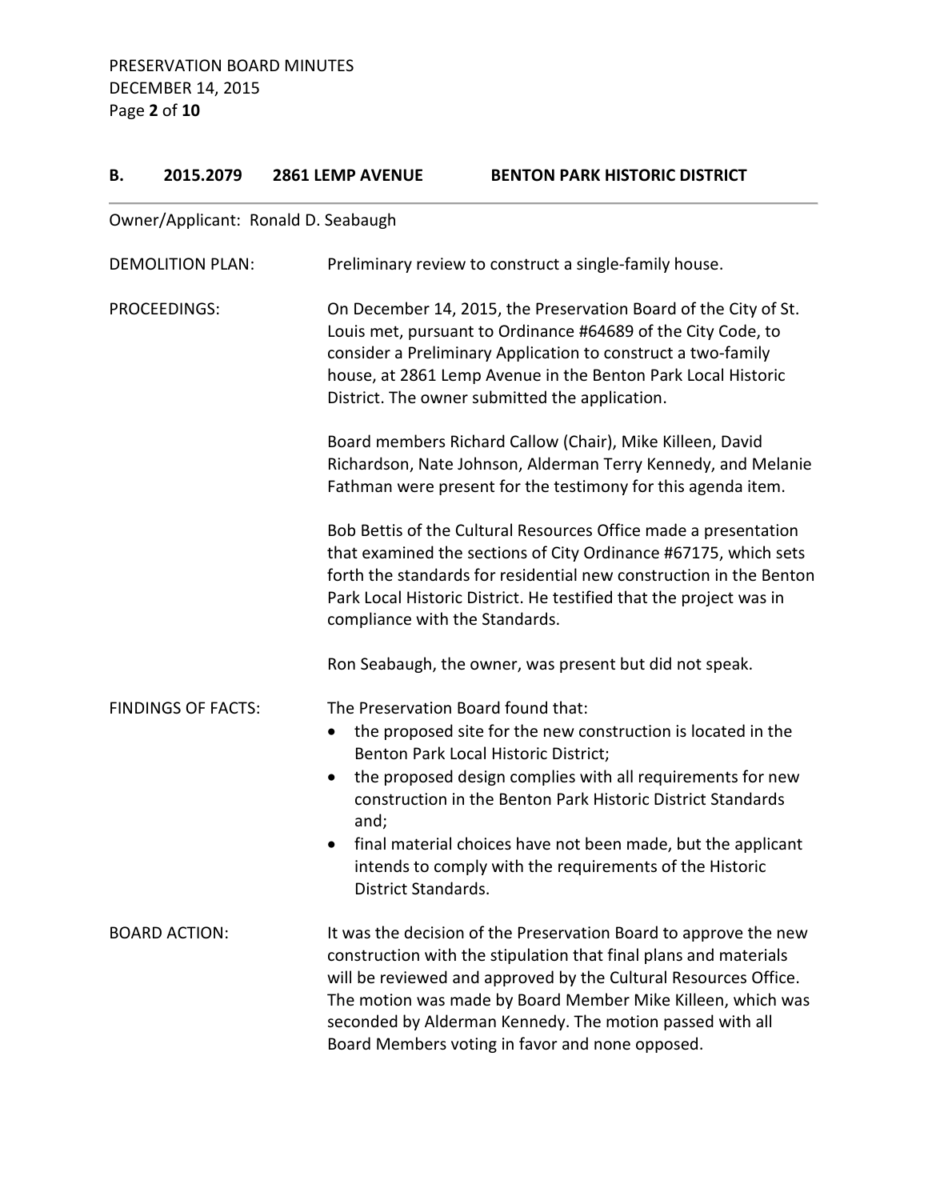## B. 2015.2079 2861 LEMP AVENUE BENTON PARK HISTORIC DISTRICT

Owner/Applicant: Ronald D. Seabaugh

DEMOLITION PLAN: Preliminary review to construct a single-family house.

PROCEEDINGS: On December 14, 2015, the Preservation Board of the City of St. Louis met, pursuant to Ordinance #64689 of the City Code, to consider a Preliminary Application to construct a two-family house, at 2861 Lemp Avenue in the Benton Park Local Historic District. The owner submitted the application.

Board members Richard Callow (Chair), Mike Killeen, David Richardson, Nate Johnson, Alderman Terry Kennedy, and Melanie Fathman were present for the testimony for this agenda item.

Bob Bettis of the Cultural Resources Office made a presentation that examined the sections of City Ordinance #67175, which sets forth the standards for residential new construction in the Benton Park Local Historic District. He testified that the project was in compliance with the Standards.

Ron Seabaugh, the owner, was present but did not speak.

FINDINGS OF FACTS: The Preservation Board found that:

- the proposed site for the new construction is located in the Benton Park Local Historic District;
- the proposed design complies with all requirements for new construction in the Benton Park Historic District Standards and;
- final material choices have not been made, but the applicant intends to comply with the requirements of the Historic District Standards.

BOARD ACTION: It was the decision of the Preservation Board to approve the new construction with the stipulation that final plans and materials will be reviewed and approved by the Cultural Resources Office. The motion was made by Board Member Mike Killeen, which was seconded by Alderman Kennedy. The motion passed with all Board Members voting in favor and none opposed.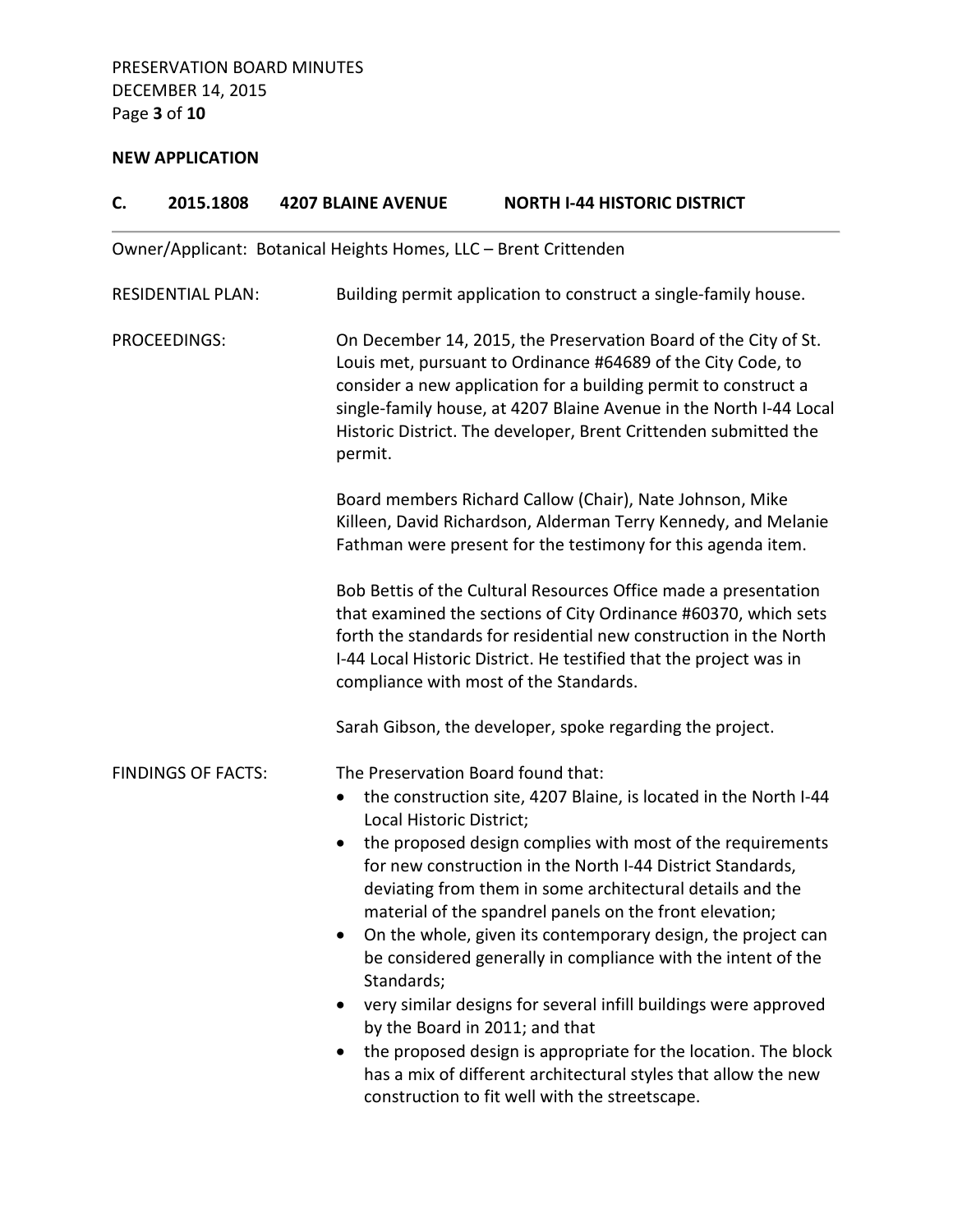**NEW APPLICATION**

### C. 2015.1808 4207 BLAINE AVENUE NORTH I-44 HISTORIC DISTRICT

Owner/Applicant: Botanical Heights Homes, LLC – Brent Crittenden

RESIDENTIAL PLAN: Building permit application to construct a single-family house.

PROCEEDINGS: On December 14, 2015, the Preservation Board of the City of St. Louis met, pursuant to Ordinance #64689 of the City Code, to consider a new application for a building permit to construct a single-family house, at 4207 Blaine Avenue in the North I-44 Local Historic District. The developer, Brent Crittenden submitted the permit.

Board members Richard Callow (Chair), Nate Johnson, Mike Killeen, David Richardson, Alderman Terry Kennedy, and Melanie Fathman were present for the testimony for this agenda item.

Bob Bettis of the Cultural Resources Office made a presentation that examined the sections of City Ordinance #60370, which sets forth the standards for residential new construction in the North I-44 Local Historic District. He testified that the project was in compliance with most of the Standards.

Sarah Gibson, the developer, spoke regarding the project.

FINDINGS OF FACTS: The Preservation Board found that:

- the construction site, 4207 Blaine, is located in the North I-44 Local Historic District;
- the proposed design complies with most of the requirements for new construction in the North I-44 District Standards, deviating from them in some architectural details and the material of the spandrel panels on the front elevation;
- On the whole, given its contemporary design, the project can be considered generally in compliance with the intent of the Standards;
- very similar designs for several infill buildings were approved by the Board in 2011; and that
- the proposed design is appropriate for the location. The block has a mix of different architectural styles that allow the new construction to fit well with the streetscape.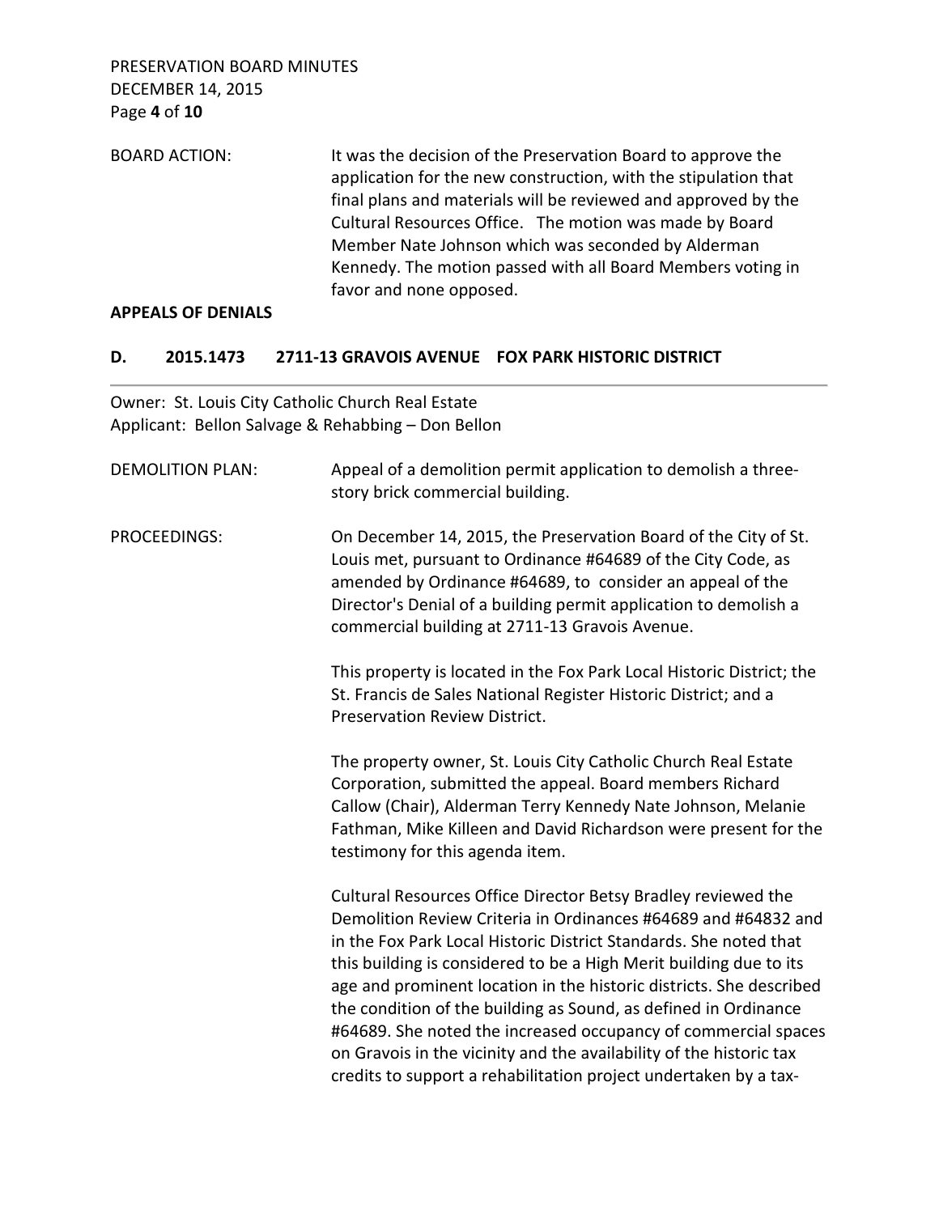BOARD ACTION: It was the decision of the Preservation Board to approve the application for the new construction, with the stipulation that final plans and materials will be reviewed and approved by the Cultural Resources Office. The motion was made by Board Member Nate Johnson which was seconded by Alderman Kennedy. The motion passed with all Board Members voting in favor and none opposed.

**APPEALS OF DENIALS**

### D. 2015.1473 2711-13 GRAVOIS AVENUE FOX PARK HISTORIC DISTRICT

---

Owner: St. Louis City Catholic Church Real Estate
Applicant: Bellon Salvage & Rehabbing – Don Bellon

DEMOLITION PLAN: Appeal of a demolition permit application to demolish a three-story brick commercial building.

PROCEEDINGS: On December 14, 2015, the Preservation Board of the City of St. Louis met, pursuant to Ordinance #64689 of the City Code, as amended by Ordinance #64689, to consider an appeal of the Director's Denial of a building permit application to demolish a commercial building at 2711-13 Gravois Avenue.

This property is located in the Fox Park Local Historic District; the St. Francis de Sales National Register Historic District; and a Preservation Review District.

The property owner, St. Louis City Catholic Church Real Estate Corporation, submitted the appeal. Board members Richard Callow (Chair), Alderman Terry Kennedy Nate Johnson, Melanie Fathman, Mike Killeen and David Richardson were present for the testimony for this agenda item.

Cultural Resources Office Director Betsy Bradley reviewed the Demolition Review Criteria in Ordinances #64689 and #64832 and in the Fox Park Local Historic District Standards. She noted that this building is considered to be a High Merit building due to its age and prominent location in the historic districts. She described the condition of the building as Sound, as defined in Ordinance #64689. She noted the increased occupancy of commercial spaces on Gravois in the vicinity and the availability of the historic tax credits to support a rehabilitation project undertaken by a tax-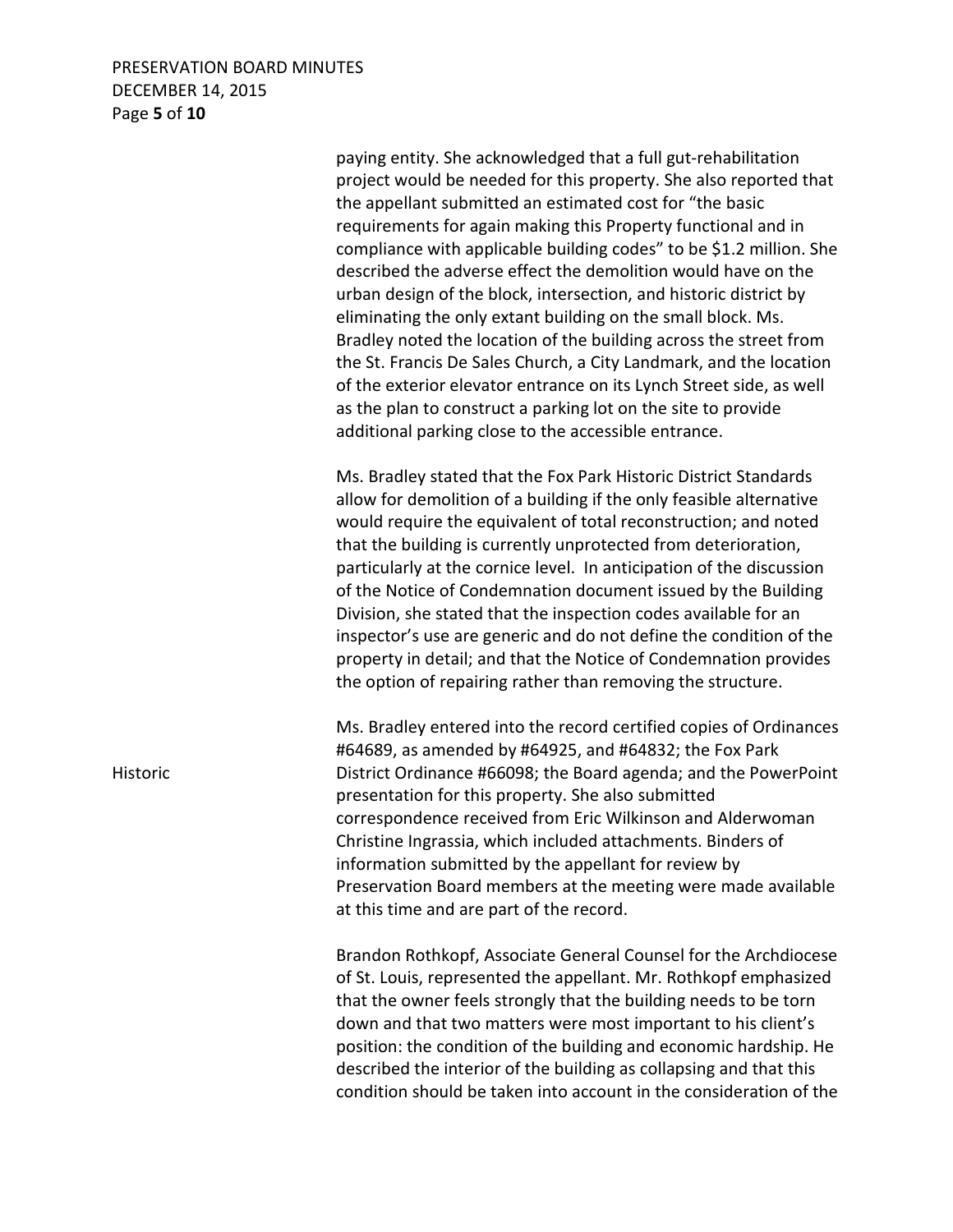paying entity. She acknowledged that a full gut-rehabilitation project would be needed for this property. She also reported that the appellant submitted an estimated cost for "the basic requirements for again making this Property functional and in compliance with applicable building codes" to be $1.2 million. She described the adverse effect the demolition would have on the urban design of the block, intersection, and historic district by eliminating the only extant building on the small block. Ms. Bradley noted the location of the building across the street from the St. Francis De Sales Church, a City Landmark, and the location of the exterior elevator entrance on its Lynch Street side, as well as the plan to construct a parking lot on the site to provide additional parking close to the accessible entrance.

Ms. Bradley stated that the Fox Park Historic District Standards allow for demolition of a building if the only feasible alternative would require the equivalent of total reconstruction; and noted that the building is currently unprotected from deterioration, particularly at the cornice level. In anticipation of the discussion of the Notice of Condemnation document issued by the Building Division, she stated that the inspection codes available for an inspector's use are generic and do not define the condition of the property in detail; and that the Notice of Condemnation provides the option of repairing rather than removing the structure.

Historic

Ms. Bradley entered into the record certified copies of Ordinances #64689, as amended by #64925, and #64832; the Fox Park District Ordinance #66098; the Board agenda; and the PowerPoint presentation for this property. She also submitted correspondence received from Eric Wilkinson and Alderwoman Christine Ingrassia, which included attachments. Binders of information submitted by the appellant for review by Preservation Board members at the meeting were made available at this time and are part of the record.

Brandon Rothkopf, Associate General Counsel for the Archdiocese of St. Louis, represented the appellant. Mr. Rothkopf emphasized that the owner feels strongly that the building needs to be torn down and that two matters were most important to his client's position: the condition of the building and economic hardship. He described the interior of the building as collapsing and that this condition should be taken into account in the consideration of the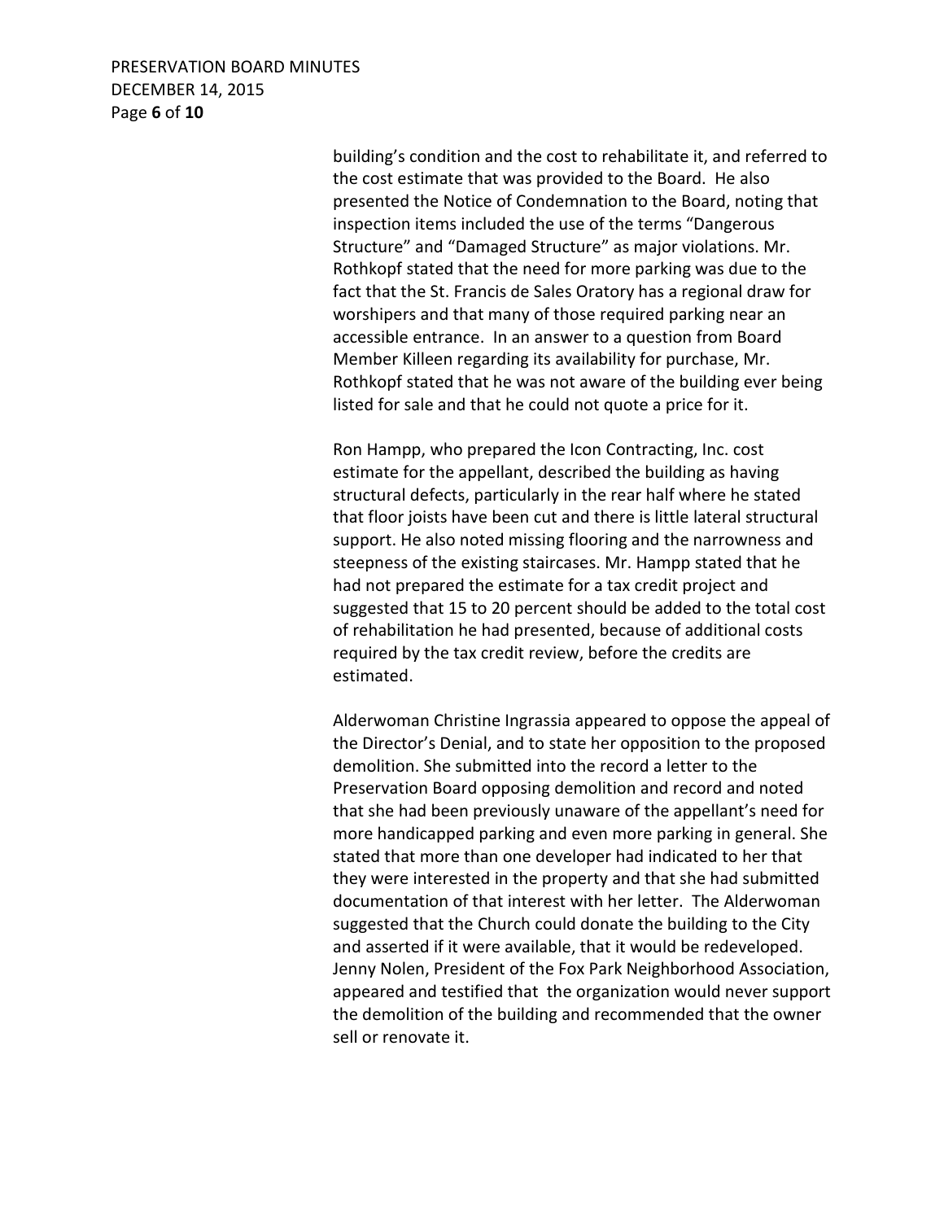building's condition and the cost to rehabilitate it, and referred to the cost estimate that was provided to the Board. He also presented the Notice of Condemnation to the Board, noting that inspection items included the use of the terms "Dangerous Structure" and "Damaged Structure" as major violations. Mr. Rothkopf stated that the need for more parking was due to the fact that the St. Francis de Sales Oratory has a regional draw for worshipers and that many of those required parking near an accessible entrance. In an answer to a question from Board Member Killeen regarding its availability for purchase, Mr. Rothkopf stated that he was not aware of the building ever being listed for sale and that he could not quote a price for it.

Ron Hampp, who prepared the Icon Contracting, Inc. cost estimate for the appellant, described the building as having structural defects, particularly in the rear half where he stated that floor joists have been cut and there is little lateral structural support. He also noted missing flooring and the narrowness and steepness of the existing staircases. Mr. Hampp stated that he had not prepared the estimate for a tax credit project and suggested that 15 to 20 percent should be added to the total cost of rehabilitation he had presented, because of additional costs required by the tax credit review, before the credits are estimated.

Alderwoman Christine Ingrassia appeared to oppose the appeal of the Director's Denial, and to state her opposition to the proposed demolition. She submitted into the record a letter to the Preservation Board opposing demolition and record and noted that she had been previously unaware of the appellant's need for more handicapped parking and even more parking in general. She stated that more than one developer had indicated to her that they were interested in the property and that she had submitted documentation of that interest with her letter. The Alderwoman suggested that the Church could donate the building to the City and asserted if it were available, that it would be redeveloped. Jenny Nolen, President of the Fox Park Neighborhood Association, appeared and testified that the organization would never support the demolition of the building and recommended that the owner sell or renovate it.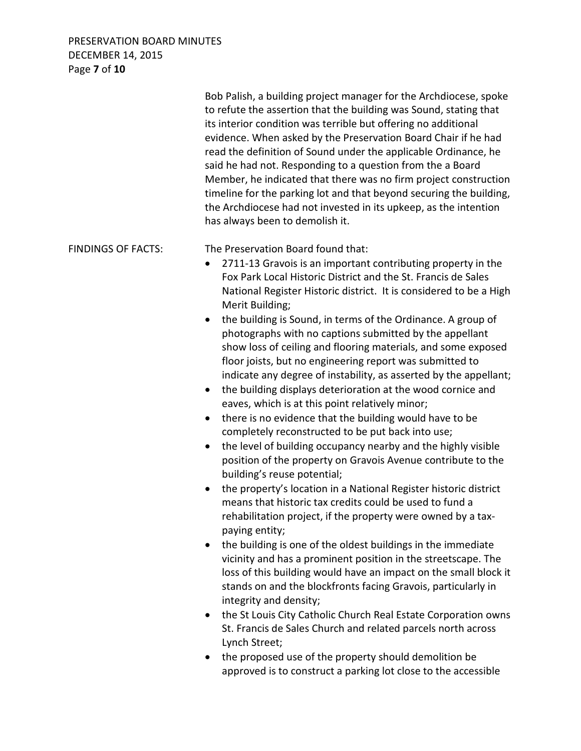Bob Palish, a building project manager for the Archdiocese, spoke to refute the assertion that the building was Sound, stating that its interior condition was terrible but offering no additional evidence. When asked by the Preservation Board Chair if he had read the definition of Sound under the applicable Ordinance, he said he had not. Responding to a question from the a Board Member, he indicated that there was no firm project construction timeline for the parking lot and that beyond securing the building, the Archdiocese had not invested in its upkeep, as the intention has always been to demolish it.

FINDINGS OF FACTS: The Preservation Board found that:

- 2711-13 Gravois is an important contributing property in the Fox Park Local Historic District and the St. Francis de Sales National Register Historic district. It is considered to be a High Merit Building;
- the building is Sound, in terms of the Ordinance. A group of photographs with no captions submitted by the appellant show loss of ceiling and flooring materials, and some exposed floor joists, but no engineering report was submitted to indicate any degree of instability, as asserted by the appellant;
- the building displays deterioration at the wood cornice and eaves, which is at this point relatively minor;
- there is no evidence that the building would have to be completely reconstructed to be put back into use;
- the level of building occupancy nearby and the highly visible position of the property on Gravois Avenue contribute to the building's reuse potential;
- the property's location in a National Register historic district means that historic tax credits could be used to fund a rehabilitation project, if the property were owned by a tax-paying entity;
- the building is one of the oldest buildings in the immediate vicinity and has a prominent position in the streetscape. The loss of this building would have an impact on the small block it stands on and the blockfronts facing Gravois, particularly in integrity and density;
- the St Louis City Catholic Church Real Estate Corporation owns St. Francis de Sales Church and related parcels north across Lynch Street;
- the proposed use of the property should demolition be approved is to construct a parking lot close to the accessible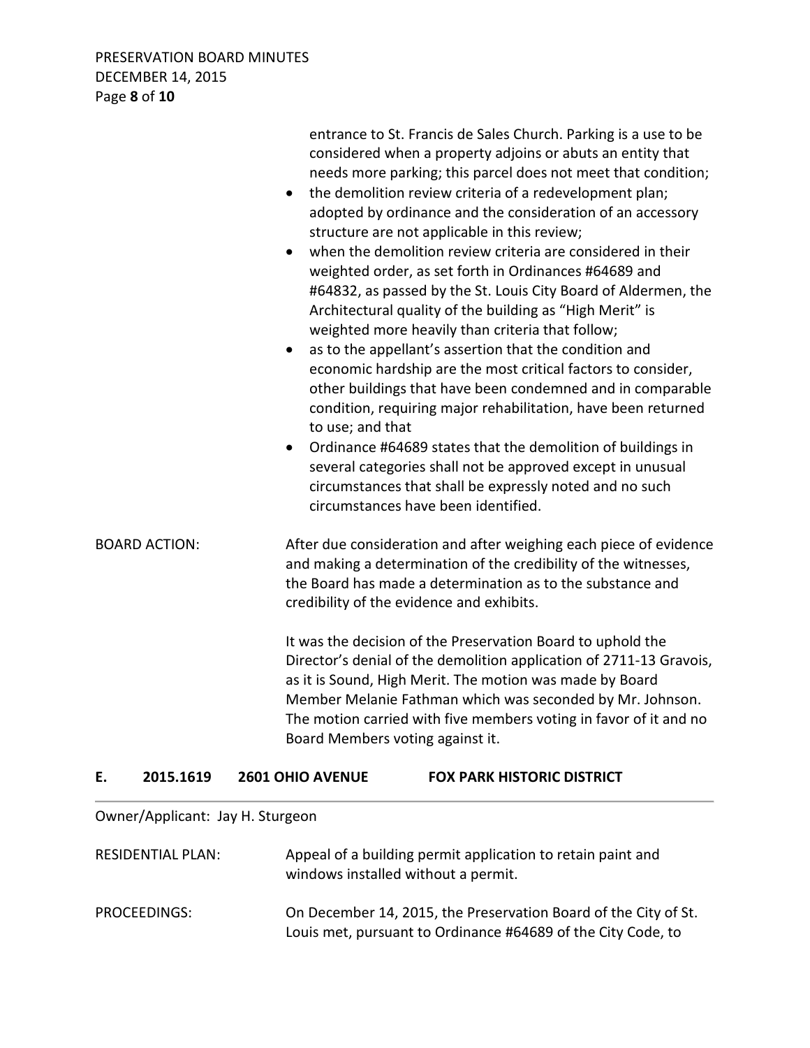entrance to St. Francis de Sales Church. Parking is a use to be considered when a property adjoins or abuts an entity that needs more parking; this parcel does not meet that condition;

- the demolition review criteria of a redevelopment plan; adopted by ordinance and the consideration of an accessory structure are not applicable in this review;
- when the demolition review criteria are considered in their weighted order, as set forth in Ordinances #64689 and #64832, as passed by the St. Louis City Board of Aldermen, the Architectural quality of the building as "High Merit" is weighted more heavily than criteria that follow;
- as to the appellant's assertion that the condition and economic hardship are the most critical factors to consider, other buildings that have been condemned and in comparable condition, requiring major rehabilitation, have been returned to use; and that
- Ordinance #64689 states that the demolition of buildings in several categories shall not be approved except in unusual circumstances that shall be expressly noted and no such circumstances have been identified.

BOARD ACTION: After due consideration and after weighing each piece of evidence and making a determination of the credibility of the witnesses, the Board has made a determination as to the substance and credibility of the evidence and exhibits.

It was the decision of the Preservation Board to uphold the Director's denial of the demolition application of 2711-13 Gravois, as it is Sound, High Merit. The motion was made by Board Member Melanie Fathman which was seconded by Mr. Johnson. The motion carried with five members voting in favor of it and no Board Members voting against it.

## E. 2015.1619 2601 OHIO AVENUE FOX PARK HISTORIC DISTRICT

Owner/Applicant: Jay H. Sturgeon

RESIDENTIAL PLAN: Appeal of a building permit application to retain paint and windows installed without a permit.

PROCEEDINGS: On December 14, 2015, the Preservation Board of the City of St. Louis met, pursuant to Ordinance #64689 of the City Code, to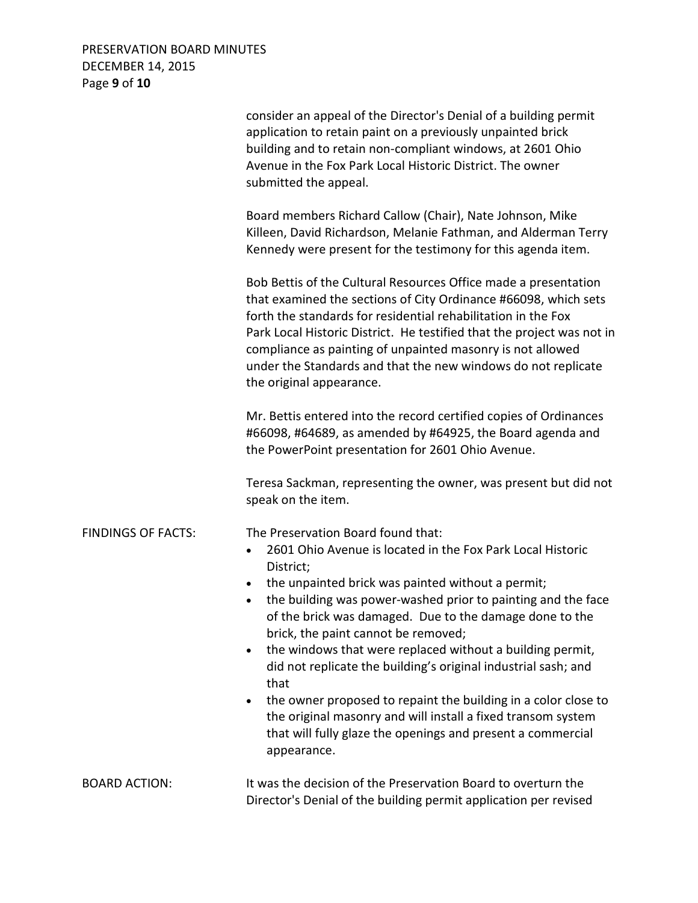consider an appeal of the Director's Denial of a building permit application to retain paint on a previously unpainted brick building and to retain non-compliant windows, at 2601 Ohio Avenue in the Fox Park Local Historic District. The owner submitted the appeal.

Board members Richard Callow (Chair), Nate Johnson, Mike Killeen, David Richardson, Melanie Fathman, and Alderman Terry Kennedy were present for the testimony for this agenda item.

Bob Bettis of the Cultural Resources Office made a presentation that examined the sections of City Ordinance #66098, which sets forth the standards for residential rehabilitation in the Fox Park Local Historic District. He testified that the project was not in compliance as painting of unpainted masonry is not allowed under the Standards and that the new windows do not replicate the original appearance.

Mr. Bettis entered into the record certified copies of Ordinances #66098, #64689, as amended by #64925, the Board agenda and the PowerPoint presentation for 2601 Ohio Avenue.

Teresa Sackman, representing the owner, was present but did not speak on the item.

FINDINGS OF FACTS: The Preservation Board found that:

- 2601 Ohio Avenue is located in the Fox Park Local Historic District;
- the unpainted brick was painted without a permit;
- the building was power-washed prior to painting and the face of the brick was damaged. Due to the damage done to the brick, the paint cannot be removed;
- the windows that were replaced without a building permit, did not replicate the building's original industrial sash; and that
- the owner proposed to repaint the building in a color close to the original masonry and will install a fixed transom system that will fully glaze the openings and present a commercial appearance.

BOARD ACTION: It was the decision of the Preservation Board to overturn the Director's Denial of the building permit application per revised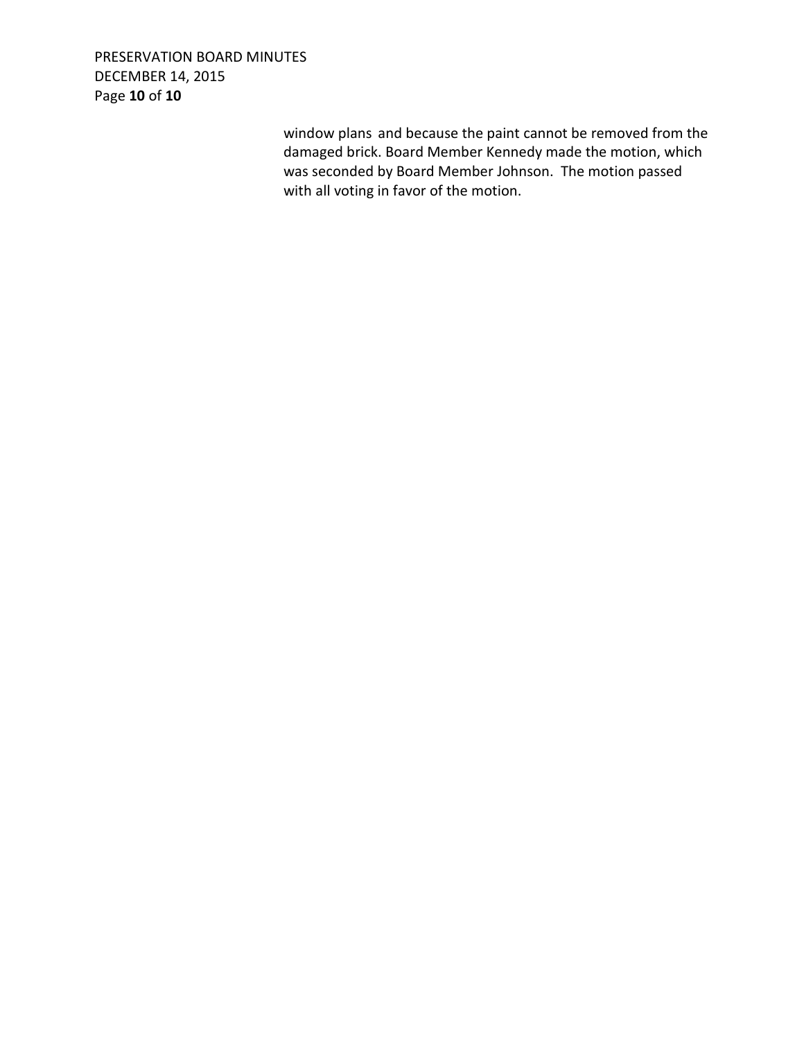window plans and because the paint cannot be removed from the damaged brick. Board Member Kennedy made the motion, which was seconded by Board Member Johnson. The motion passed with all voting in favor of the motion.